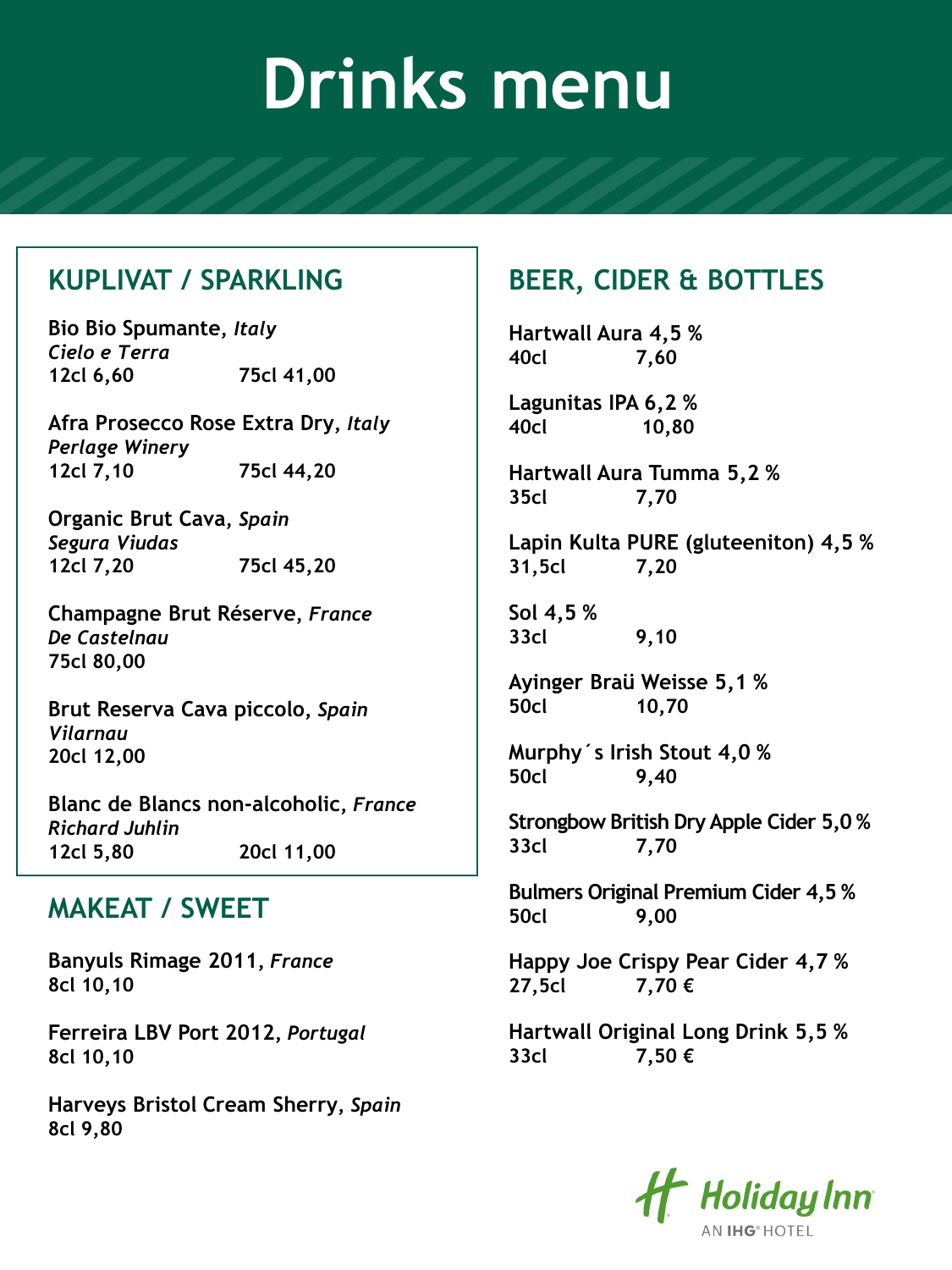# Drinks menu

## KUPLIVAT / SPARKLING

**Bio Bio Spumante**, *Italy*
*Cielo e Terra*
12cl 6,60 75cl 41,00

**Afra Prosecco Rose Extra Dry**, *Italy*
*Perlage Winery*
12cl 7,10 75cl 44,20

**Organic Brut Cava**, *Spain*
*Segura Viudas*
12cl 7,20 75cl 45,20

**Champagne Brut Réserve**, *France*
*De Castelnau*
75cl 80,00

**Brut Reserva Cava piccolo**, *Spain*
*Vilarnau*
20cl 12,00

**Blanc de Blancs non-alcoholic**, *France*
*Richard Juhlin*
12cl 5,80 20cl 11,00

## MAKEAT / SWEET

**Banyuls Rimage 2011**, *France*
8cl 10,10

**Ferreira LBV Port 2012**, *Portugal*
8cl 10,10

**Harveys Bristol Cream Sherry**, *Spain*
8cl 9,80

## BEER, CIDER & BOTTLES

**Hartwall Aura 4,5 %**
40cl 7,60

**Lagunitas IPA 6,2 %**
40cl 10,80

**Hartwall Aura Tumma 5,2 %**
35cl 7,70

**Lapin Kulta PURE (gluteeniton) 4,5 %**
31,5cl 7,20

**Sol 4,5 %**
33cl 9,10

**Ayinger Braü Weisse 5,1 %**
50cl 10,70

**Murphy´s Irish Stout 4,0 %**
50cl 9,40

**Strongbow British Dry Apple Cider 5,0 %**
33cl 7,70

**Bulmers Original Premium Cider 4,5 %**
50cl 9,00

**Happy Joe Crispy Pear Cider 4,7 %**
27,5cl 7,70 €

**Hartwall Original Long Drink 5,5 %**
33cl 7,50 €

Holiday Inn
AN IHG® HOTEL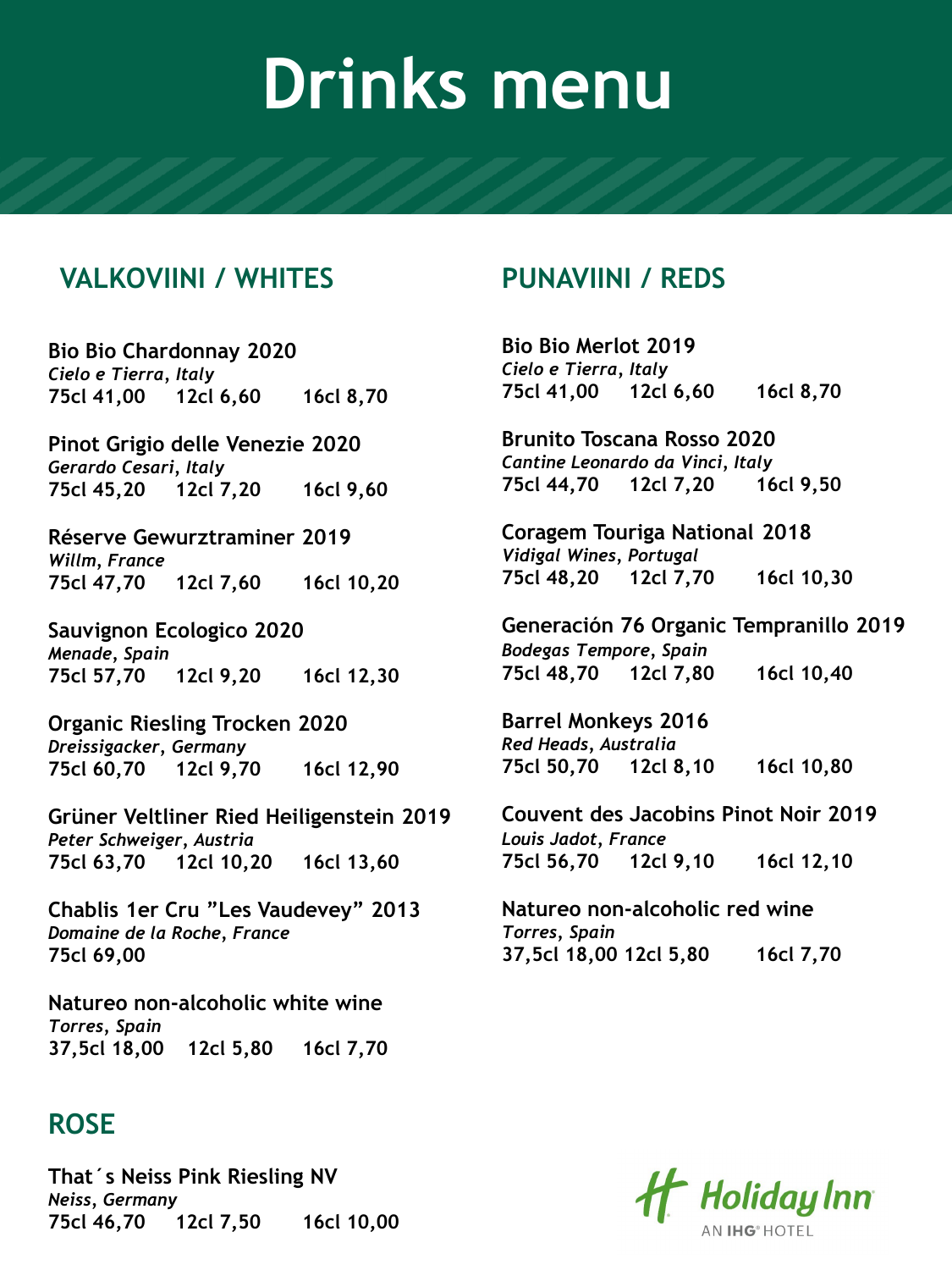# Drinks menu

## VALKOVIINI / WHITES

**Bio Bio Chardonnay 2020**
*Cielo e Tierra, Italy*
**75cl 41,00 12cl 6,60 16cl 8,70**

**Pinot Grigio delle Venezie 2020**
*Gerardo Cesari, Italy*
**75cl 45,20 12cl 7,20 16cl 9,60**

**Réserve Gewurztraminer 2019**
*Willm, France*
**75cl 47,70 12cl 7,60 16cl 10,20**

**Sauvignon Ecologico 2020**
*Menade, Spain*
**75cl 57,70 12cl 9,20 16cl 12,30**

**Organic Riesling Trocken 2020**
*Dreissigacker, Germany*
**75cl 60,70 12cl 9,70 16cl 12,90**

**Grüner Veltliner Ried Heiligenstein 2019**
*Peter Schweiger, Austria*
**75cl 63,70 12cl 10,20 16cl 13,60**

**Chablis 1er Cru "Les Vaudevey" 2013**
*Domaine de la Roche, France*
**75cl 69,00**

**Natureo non-alcoholic white wine**
*Torres, Spain*
**37,5cl 18,00 12cl 5,80 16cl 7,70**

## ROSE

**That´s Neiss Pink Riesling NV**
*Neiss, Germany*
**75cl 46,70 12cl 7,50 16cl 10,00**

## PUNAVIINI / REDS

**Bio Bio Merlot 2019**
*Cielo e Tierra, Italy*
**75cl 41,00 12cl 6,60 16cl 8,70**

**Brunito Toscana Rosso 2020**
*Cantine Leonardo da Vinci, Italy*
**75cl 44,70 12cl 7,20 16cl 9,50**

**Coragem Touriga National 2018**
*Vidigal Wines, Portugal*
**75cl 48,20 12cl 7,70 16cl 10,30**

**Generación 76 Organic Tempranillo 2019**
*Bodegas Tempore, Spain*
**75cl 48,70 12cl 7,80 16cl 10,40**

**Barrel Monkeys 2016**
*Red Heads, Australia*
**75cl 50,70 12cl 8,10 16cl 10,80**

**Couvent des Jacobins Pinot Noir 2019**
*Louis Jadot, France*
**75cl 56,70 12cl 9,10 16cl 12,10**

**Natureo non-alcoholic red wine**
*Torres, Spain*
**37,5cl 18,00 12cl 5,80 16cl 7,70**

Holiday Inn
AN IHG® HOTEL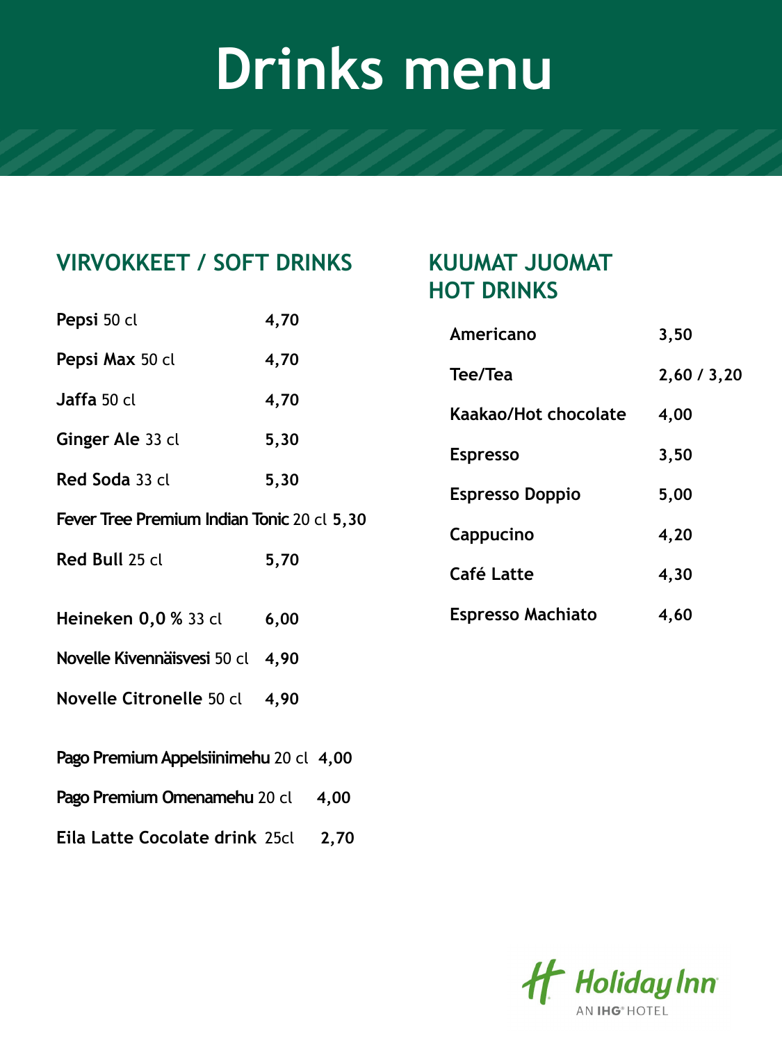# Drinks menu

## VIRVOKKEET / SOFT DRINKS

| | |
|---|---|
| **Pepsi** 50 cl | **4,70** |
| **Pepsi Max** 50 cl | **4,70** |
| **Jaffa** 50 cl | **4,70** |
| **Ginger Ale** 33 cl | **5,30** |
| **Red Soda** 33 cl | **5,30** |
| **Fever Tree Premium Indian Tonic** 20 cl | **5,30** |
| **Red Bull** 25 cl | **5,70** |
| **Heineken 0,0 %** 33 cl | **6,00** |
| **Novelle Kivennäisvesi** 50 cl | **4,90** |
| **Novelle Citronelle** 50 cl | **4,90** |
| **Pago Premium Appelsiinimehu** 20 cl | **4,00** |
| **Pago Premium Omenamehu** 20 cl | **4,00** |
| **Eila Latte Cocolate drink** 25cl | **2,70** |

## KUUMAT JUOMAT HOT DRINKS

| | |
|---|---|
| **Americano** | **3,50** |
| **Tee/Tea** | **2,60 / 3,20** |
| **Kaakao/Hot chocolate** | **4,00** |
| **Espresso** | **3,50** |
| **Espresso Doppio** | **5,00** |
| **Cappucino** | **4,20** |
| **Café Latte** | **4,30** |
| **Espresso Machiato** | **4,60** |

Holiday Inn
AN IHG® HOTEL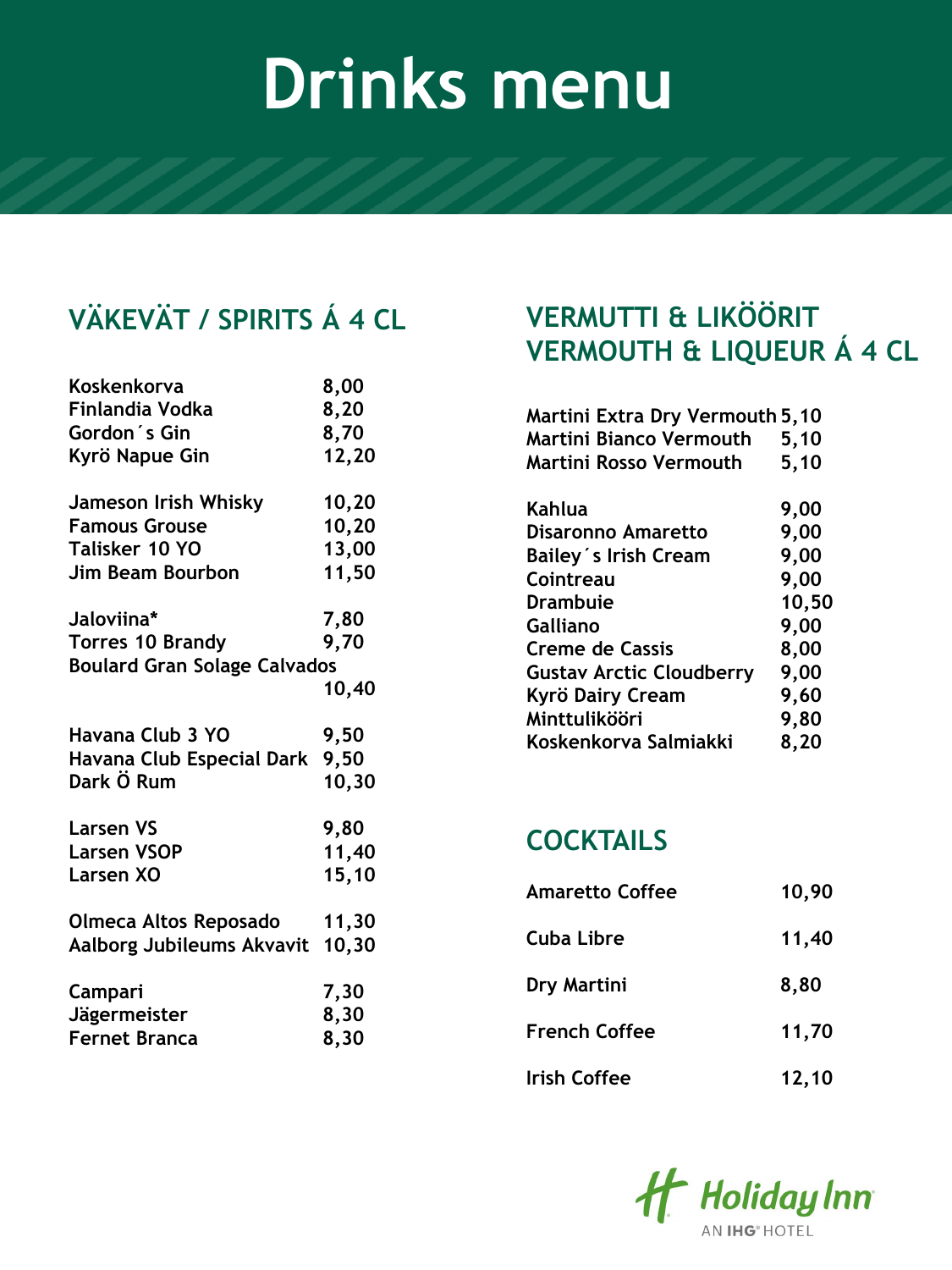# Drinks menu

## VÄKEVÄT / SPIRITS Á 4 CL

| | |
|---|---|
| Koskenkorva | 8,00 |
| Finlandia Vodka | 8,20 |
| Gordon´s Gin | 8,70 |
| Kyrö Napue Gin | 12,20 |
| Jameson Irish Whisky | 10,20 |
| Famous Grouse | 10,20 |
| Talisker 10 YO | 13,00 |
| Jim Beam Bourbon | 11,50 |
| Jaloviina* | 7,80 |
| Torres 10 Brandy | 9,70 |
| Boulard Gran Solage Calvados | 10,40 |
| Havana Club 3 YO | 9,50 |
| Havana Club Especial Dark | 9,50 |
| Dark Ö Rum | 10,30 |
| Larsen VS | 9,80 |
| Larsen VSOP | 11,40 |
| Larsen XO | 15,10 |
| Olmeca Altos Reposado | 11,30 |
| Aalborg Jubileums Akvavit | 10,30 |
| Campari | 7,30 |
| Jägermeister | 8,30 |
| Fernet Branca | 8,30 |

## VERMUTTI & LIKÖÖRIT VERMOUTH & LIQUEUR Á 4 CL

| | |
|---|---|
| Martini Extra Dry Vermouth | 5,10 |
| Martini Bianco Vermouth | 5,10 |
| Martini Rosso Vermouth | 5,10 |
| Kahlua | 9,00 |
| Disaronno Amaretto | 9,00 |
| Bailey´s Irish Cream | 9,00 |
| Cointreau | 9,00 |
| Drambuie | 10,50 |
| Galliano | 9,00 |
| Creme de Cassis | 8,00 |
| Gustav Arctic Cloudberry | 9,00 |
| Kyrö Dairy Cream | 9,60 |
| Minttulikööri | 9,80 |
| Koskenkorva Salmiakki | 8,20 |

## COCKTAILS

| | |
|---|---|
| Amaretto Coffee | 10,90 |
| Cuba Libre | 11,40 |
| Dry Martini | 8,80 |
| French Coffee | 11,70 |
| Irish Coffee | 12,10 |

Holiday Inn
AN IHG® HOTEL